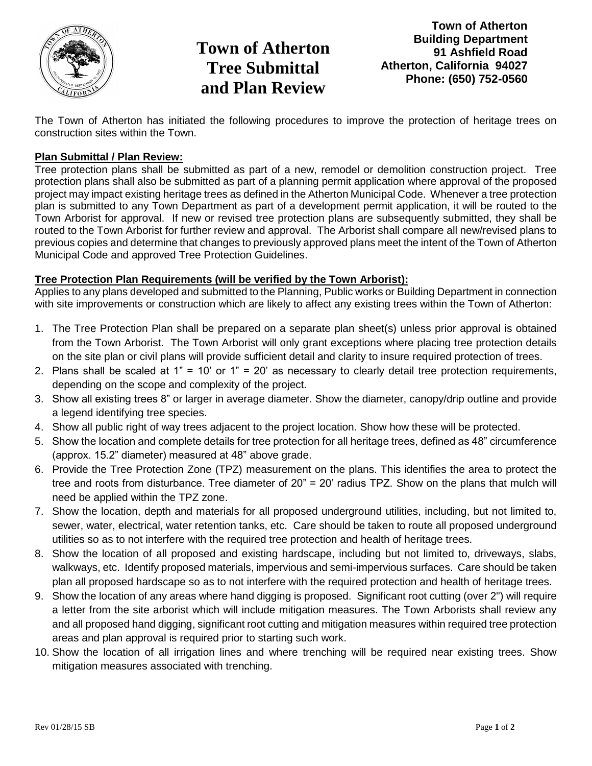# Town of Atherton Tree Submittal and Plan Review

**Town of Atherton**
**Building Department**
**91 Ashfield Road**
**Atherton, California 94027**
**Phone: (650) 752-0560**

The Town of Atherton has initiated the following procedures to improve the protection of heritage trees on construction sites within the Town.

## Plan Submittal / Plan Review:

Tree protection plans shall be submitted as part of a new, remodel or demolition construction project. Tree protection plans shall also be submitted as part of a planning permit application where approval of the proposed project may impact existing heritage trees as defined in the Atherton Municipal Code. Whenever a tree protection plan is submitted to any Town Department as part of a development permit application, it will be routed to the Town Arborist for approval. If new or revised tree protection plans are subsequently submitted, they shall be routed to the Town Arborist for further review and approval. The Arborist shall compare all new/revised plans to previous copies and determine that changes to previously approved plans meet the intent of the Town of Atherton Municipal Code and approved Tree Protection Guidelines.

## Tree Protection Plan Requirements (will be verified by the Town Arborist):

Applies to any plans developed and submitted to the Planning, Public works or Building Department in connection with site improvements or construction which are likely to affect any existing trees within the Town of Atherton:

1. The Tree Protection Plan shall be prepared on a separate plan sheet(s) unless prior approval is obtained from the Town Arborist. The Town Arborist will only grant exceptions where placing tree protection details on the site plan or civil plans will provide sufficient detail and clarity to insure required protection of trees.
2. Plans shall be scaled at 1" = 10' or 1" = 20' as necessary to clearly detail tree protection requirements, depending on the scope and complexity of the project.
3. Show all existing trees 8" or larger in average diameter. Show the diameter, canopy/drip outline and provide a legend identifying tree species.
4. Show all public right of way trees adjacent to the project location. Show how these will be protected.
5. Show the location and complete details for tree protection for all heritage trees, defined as 48" circumference (approx. 15.2" diameter) measured at 48" above grade.
6. Provide the Tree Protection Zone (TPZ) measurement on the plans. This identifies the area to protect the tree and roots from disturbance. Tree diameter of 20" = 20' radius TPZ. Show on the plans that mulch will need be applied within the TPZ zone.
7. Show the location, depth and materials for all proposed underground utilities, including, but not limited to, sewer, water, electrical, water retention tanks, etc. Care should be taken to route all proposed underground utilities so as to not interfere with the required tree protection and health of heritage trees.
8. Show the location of all proposed and existing hardscape, including but not limited to, driveways, slabs, walkways, etc. Identify proposed materials, impervious and semi-impervious surfaces. Care should be taken plan all proposed hardscape so as to not interfere with the required protection and health of heritage trees.
9. Show the location of any areas where hand digging is proposed. Significant root cutting (over 2") will require a letter from the site arborist which will include mitigation measures. The Town Arborists shall review any and all proposed hand digging, significant root cutting and mitigation measures within required tree protection areas and plan approval is required prior to starting such work.
10. Show the location of all irrigation lines and where trenching will be required near existing trees. Show mitigation measures associated with trenching.

Rev 01/28/15 SB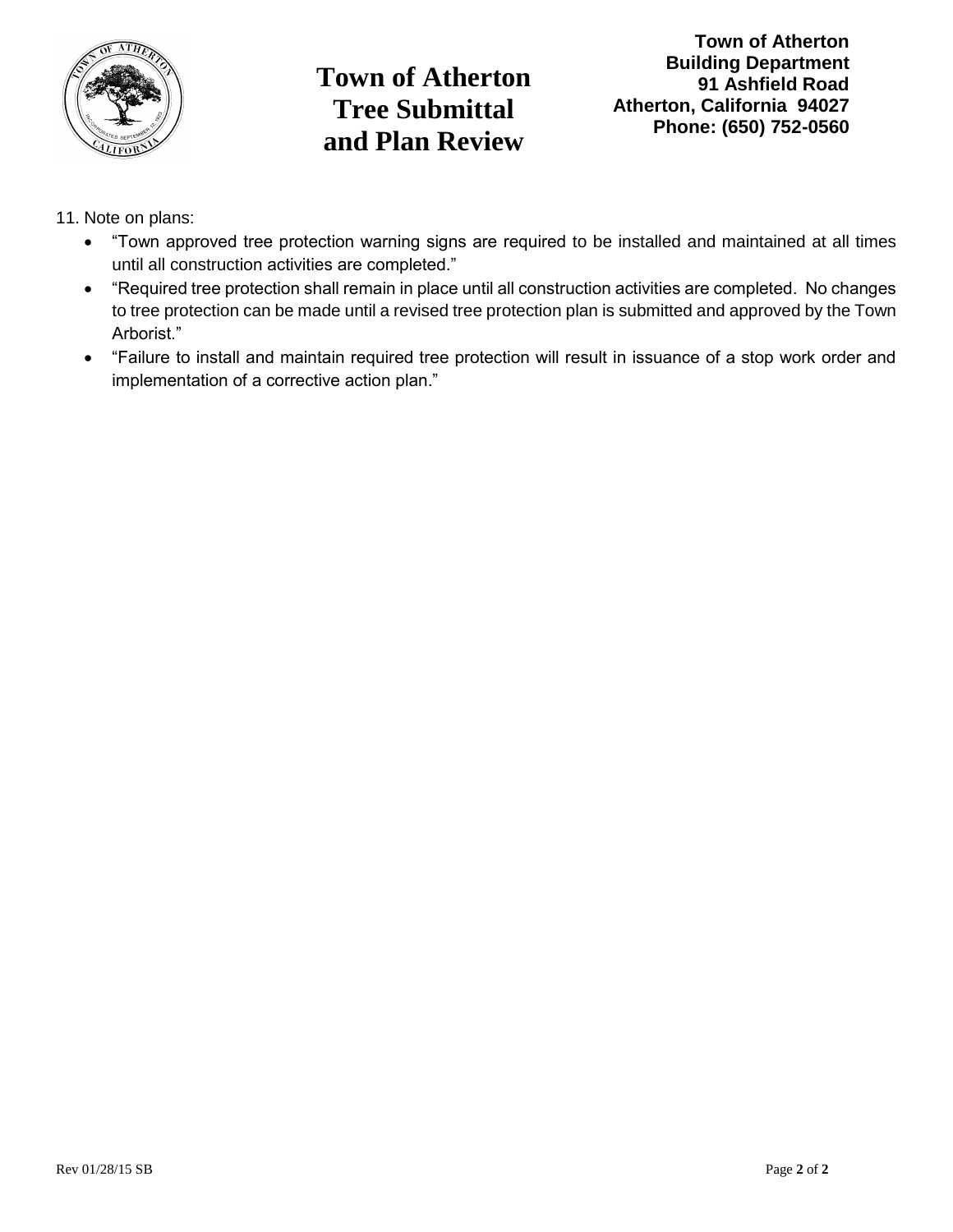11. Note on plans:
    - "Town approved tree protection warning signs are required to be installed and maintained at all times until all construction activities are completed."
    - "Required tree protection shall remain in place until all construction activities are completed. No changes to tree protection can be made until a revised tree protection plan is submitted and approved by the Town Arborist."
    - "Failure to install and maintain required tree protection will result in issuance of a stop work order and implementation of a corrective action plan."